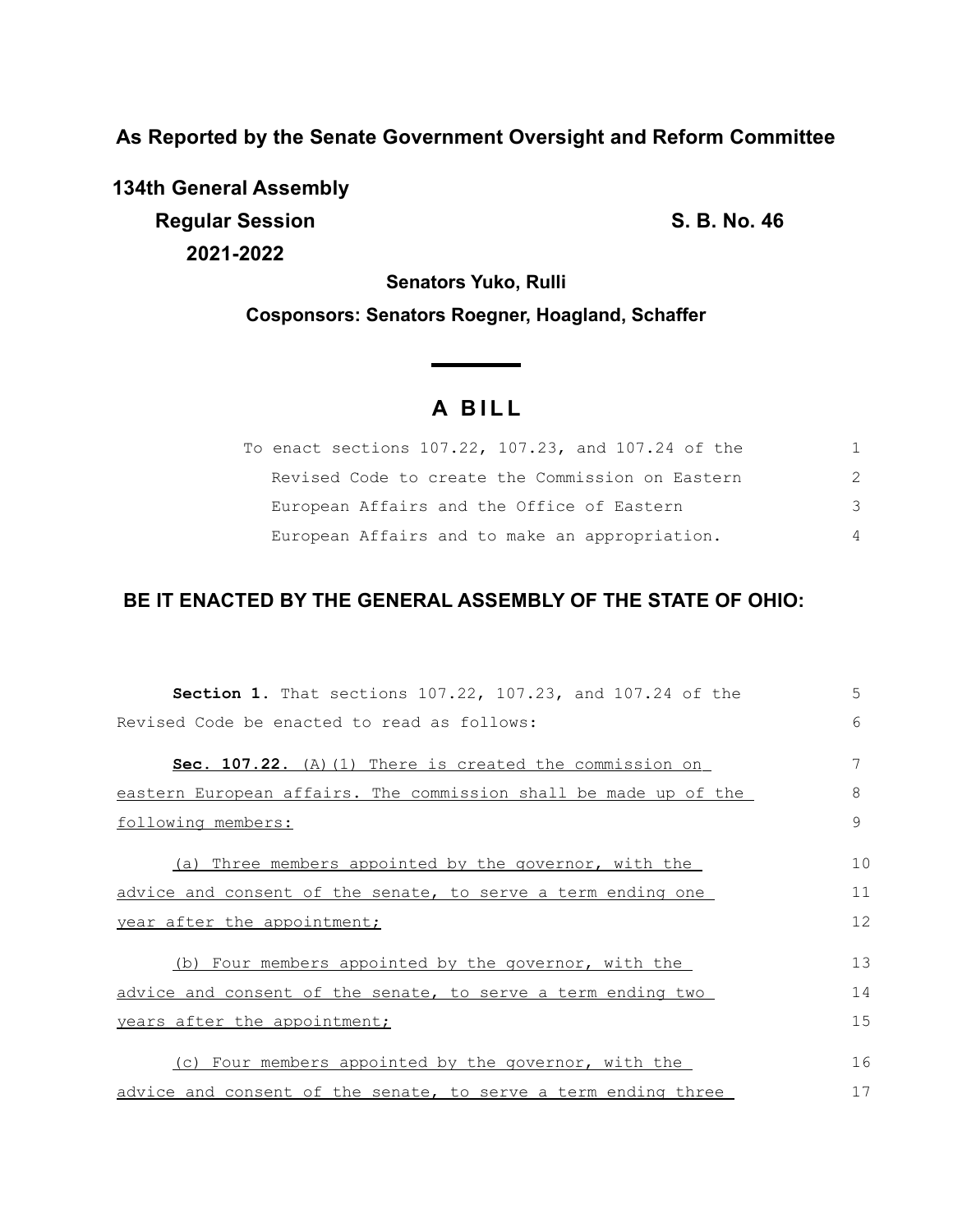**As Reported by the Senate Government Oversight and Reform Committee**

**134th General Assembly**
**Regular Session**
**2021-2022**

**S. B. No. 46**

**Senators Yuko, Rulli**

**Cosponsors: Senators Roegner, Hoagland, Schaffer**

# A BILL

To enact sections 107.22, 107.23, and 107.24 of the Revised Code to create the Commission on Eastern European Affairs and the Office of Eastern European Affairs and to make an appropriation.

**BE IT ENACTED BY THE GENERAL ASSEMBLY OF THE STATE OF OHIO:**

**Section 1.** That sections 107.22, 107.23, and 107.24 of the Revised Code be enacted to read as follows:

**Sec. 107.22.** (A)(1) There is created the commission on eastern European affairs. The commission shall be made up of the following members:

(a) Three members appointed by the governor, with the advice and consent of the senate, to serve a term ending one year after the appointment;

(b) Four members appointed by the governor, with the advice and consent of the senate, to serve a term ending two years after the appointment;

(c) Four members appointed by the governor, with the advice and consent of the senate, to serve a term ending three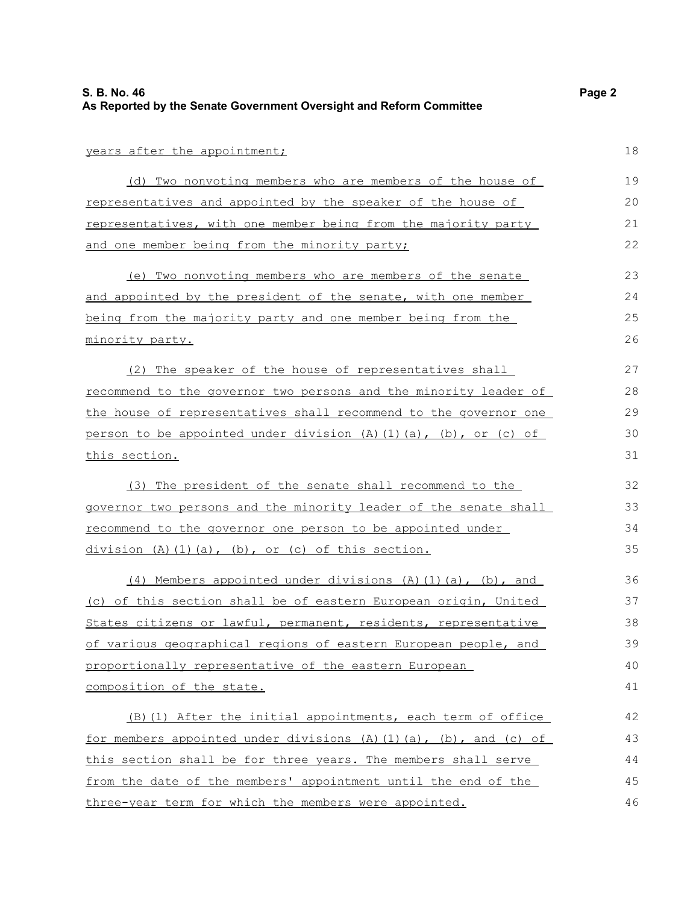years after the appointment;

(d) Two nonvoting members who are members of the house of representatives and appointed by the speaker of the house of representatives, with one member being from the majority party and one member being from the minority party;

(e) Two nonvoting members who are members of the senate and appointed by the president of the senate, with one member being from the majority party and one member being from the minority party.

(2) The speaker of the house of representatives shall recommend to the governor two persons and the minority leader of the house of representatives shall recommend to the governor one person to be appointed under division (A)(1)(a), (b), or (c) of this section.

(3) The president of the senate shall recommend to the governor two persons and the minority leader of the senate shall recommend to the governor one person to be appointed under division (A)(1)(a), (b), or (c) of this section.

(4) Members appointed under divisions (A)(1)(a), (b), and (c) of this section shall be of eastern European origin, United States citizens or lawful, permanent, residents, representative of various geographical regions of eastern European people, and proportionally representative of the eastern European composition of the state.

(B)(1) After the initial appointments, each term of office for members appointed under divisions (A)(1)(a), (b), and (c) of this section shall be for three years. The members shall serve from the date of the members' appointment until the end of the three-year term for which the members were appointed.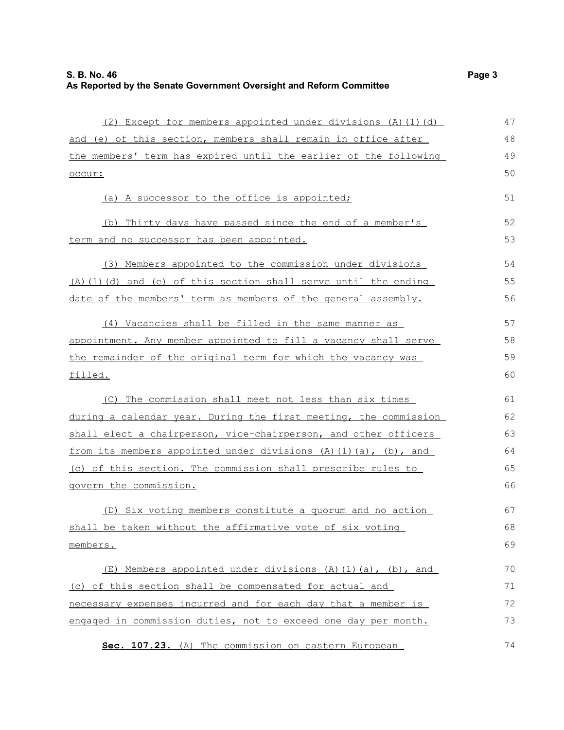(2) Except for members appointed under divisions (A)(1)(d) and (e) of this section, members shall remain in office after the members' term has expired until the earlier of the following occur:

(a) A successor to the office is appointed;

(b) Thirty days have passed since the end of a member's term and no successor has been appointed.

(3) Members appointed to the commission under divisions (A)(1)(d) and (e) of this section shall serve until the ending date of the members' term as members of the general assembly.

(4) Vacancies shall be filled in the same manner as appointment. Any member appointed to fill a vacancy shall serve the remainder of the original term for which the vacancy was filled.

(C) The commission shall meet not less than six times during a calendar year. During the first meeting, the commission shall elect a chairperson, vice-chairperson, and other officers from its members appointed under divisions (A)(1)(a), (b), and (c) of this section. The commission shall prescribe rules to govern the commission.

(D) Six voting members constitute a quorum and no action shall be taken without the affirmative vote of six voting members.

(E) Members appointed under divisions (A)(1)(a), (b), and (c) of this section shall be compensated for actual and necessary expenses incurred and for each day that a member is engaged in commission duties, not to exceed one day per month.

**Sec. 107.23.** (A) The commission on eastern European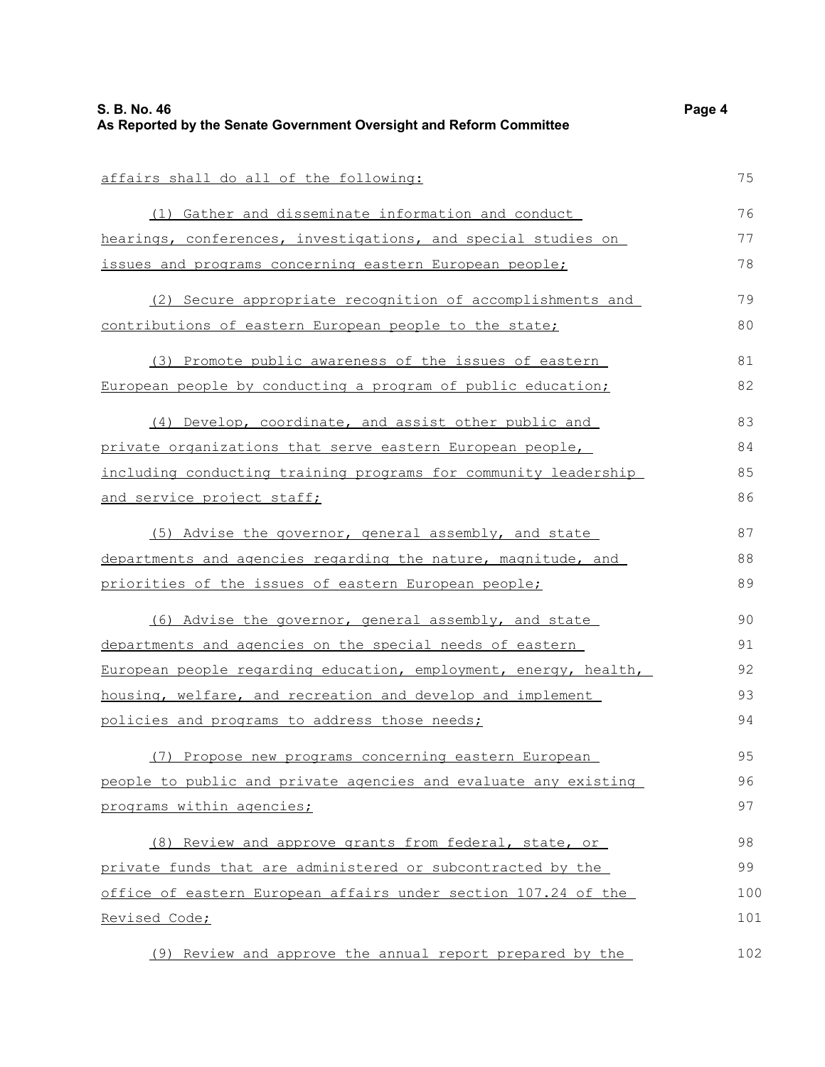affairs shall do all of the following:

(1) Gather and disseminate information and conduct hearings, conferences, investigations, and special studies on issues and programs concerning eastern European people;

(2) Secure appropriate recognition of accomplishments and contributions of eastern European people to the state;

(3) Promote public awareness of the issues of eastern European people by conducting a program of public education;

(4) Develop, coordinate, and assist other public and private organizations that serve eastern European people, including conducting training programs for community leadership and service project staff;

(5) Advise the governor, general assembly, and state departments and agencies regarding the nature, magnitude, and priorities of the issues of eastern European people;

(6) Advise the governor, general assembly, and state departments and agencies on the special needs of eastern European people regarding education, employment, energy, health, housing, welfare, and recreation and develop and implement policies and programs to address those needs;

(7) Propose new programs concerning eastern European people to public and private agencies and evaluate any existing programs within agencies;

(8) Review and approve grants from federal, state, or private funds that are administered or subcontracted by the office of eastern European affairs under section 107.24 of the Revised Code;

(9) Review and approve the annual report prepared by the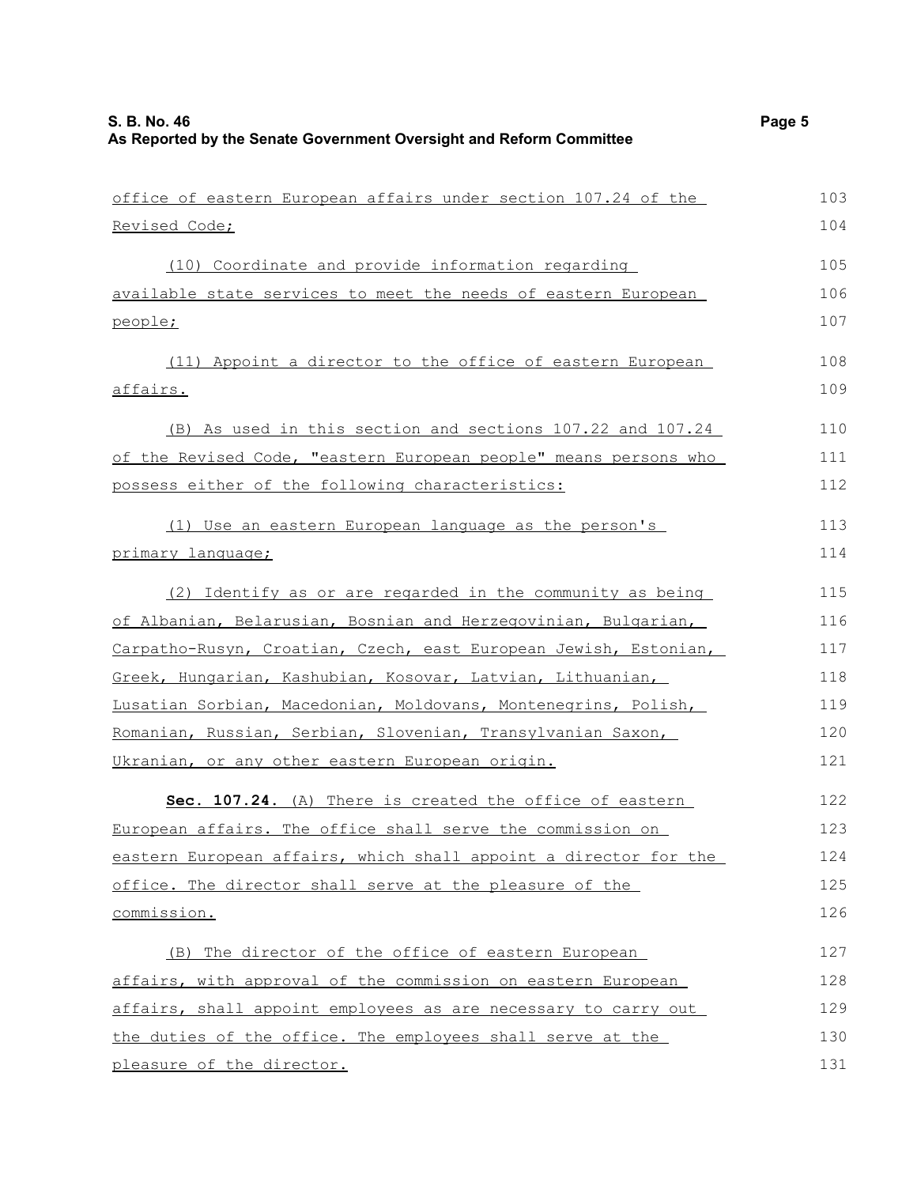office of eastern European affairs under section 107.24 of the Revised Code;

(10) Coordinate and provide information regarding available state services to meet the needs of eastern European people;

(11) Appoint a director to the office of eastern European affairs.

(B) As used in this section and sections 107.22 and 107.24 of the Revised Code, "eastern European people" means persons who possess either of the following characteristics:

(1) Use an eastern European language as the person's primary language;

(2) Identify as or are regarded in the community as being of Albanian, Belarusian, Bosnian and Herzegovinian, Bulgarian, Carpatho-Rusyn, Croatian, Czech, east European Jewish, Estonian, Greek, Hungarian, Kashubian, Kosovar, Latvian, Lithuanian, Lusatian Sorbian, Macedonian, Moldovans, Montenegrins, Polish, Romanian, Russian, Serbian, Slovenian, Transylvanian Saxon, Ukranian, or any other eastern European origin.

**Sec. 107.24.** (A) There is created the office of eastern European affairs. The office shall serve the commission on eastern European affairs, which shall appoint a director for the office. The director shall serve at the pleasure of the commission.

(B) The director of the office of eastern European affairs, with approval of the commission on eastern European affairs, shall appoint employees as are necessary to carry out the duties of the office. The employees shall serve at the pleasure of the director.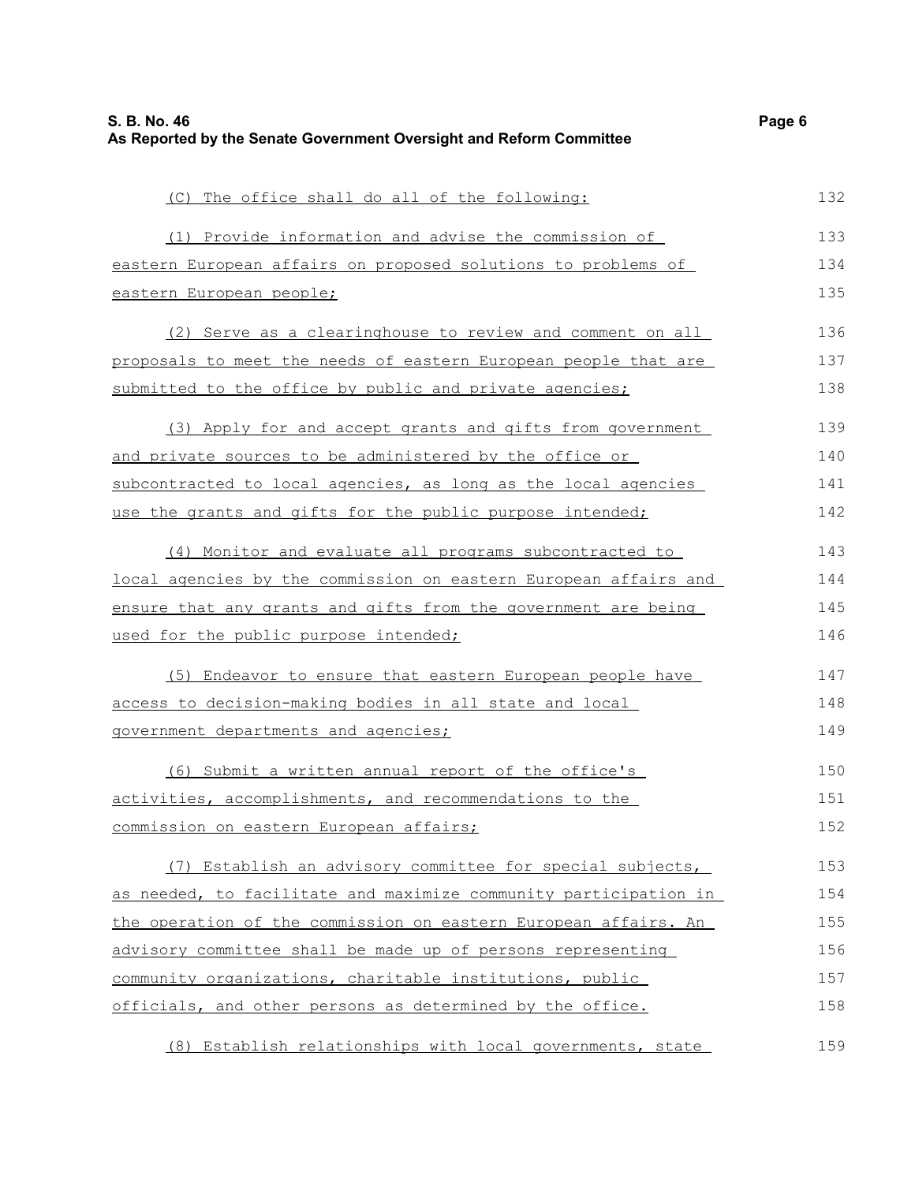(C) The office shall do all of the following:

(1) Provide information and advise the commission of eastern European affairs on proposed solutions to problems of eastern European people;

(2) Serve as a clearinghouse to review and comment on all proposals to meet the needs of eastern European people that are submitted to the office by public and private agencies;

(3) Apply for and accept grants and gifts from government and private sources to be administered by the office or subcontracted to local agencies, as long as the local agencies use the grants and gifts for the public purpose intended;

(4) Monitor and evaluate all programs subcontracted to local agencies by the commission on eastern European affairs and ensure that any grants and gifts from the government are being used for the public purpose intended;

(5) Endeavor to ensure that eastern European people have access to decision-making bodies in all state and local government departments and agencies;

(6) Submit a written annual report of the office's activities, accomplishments, and recommendations to the commission on eastern European affairs;

(7) Establish an advisory committee for special subjects, as needed, to facilitate and maximize community participation in the operation of the commission on eastern European affairs. An advisory committee shall be made up of persons representing community organizations, charitable institutions, public officials, and other persons as determined by the office.

(8) Establish relationships with local governments, state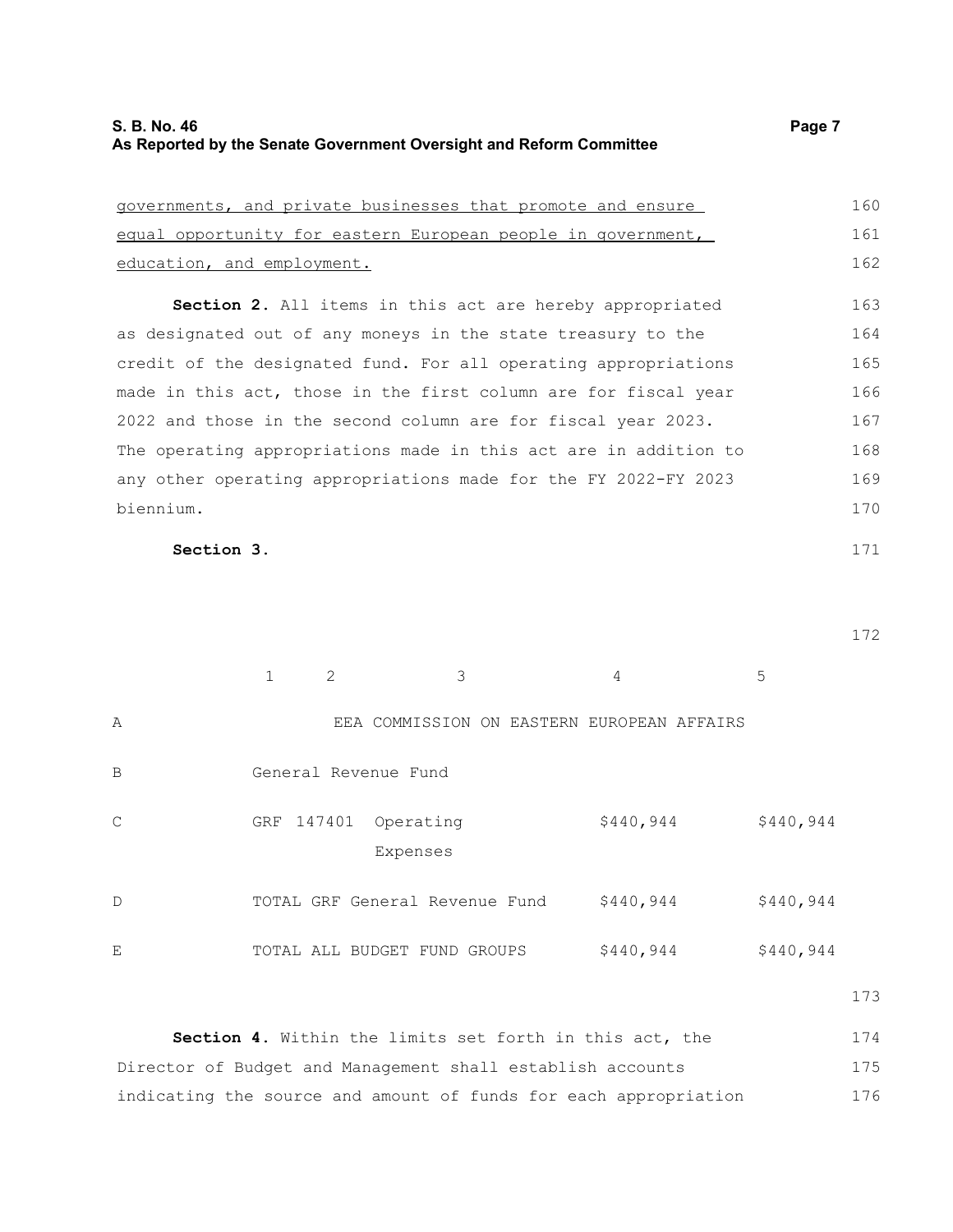governments, and private businesses that promote and ensure equal opportunity for eastern European people in government, education, and employment.

**Section 2.** All items in this act are hereby appropriated as designated out of any moneys in the state treasury to the credit of the designated fund. For all operating appropriations made in this act, those in the first column are for fiscal year 2022 and those in the second column are for fiscal year 2023. The operating appropriations made in this act are in addition to any other operating appropriations made for the FY 2022-FY 2023 biennium.

**Section 3.**

| | 1 | 2 | 3 | 4 | 5 |
|---|---|---|---|---|---|
| A | | EEA COMMISSION ON EASTERN EUROPEAN AFFAIRS | | | |
| B | General Revenue Fund | | | | |
| C | GRF | 147401 | Operating Expenses | $440,944 | $440,944 |
| D | TOTAL GRF General Revenue Fund | | | $440,944 | $440,944 |
| E | TOTAL ALL BUDGET FUND GROUPS | | | $440,944 | $440,944 |

**Section 4.** Within the limits set forth in this act, the Director of Budget and Management shall establish accounts indicating the source and amount of funds for each appropriation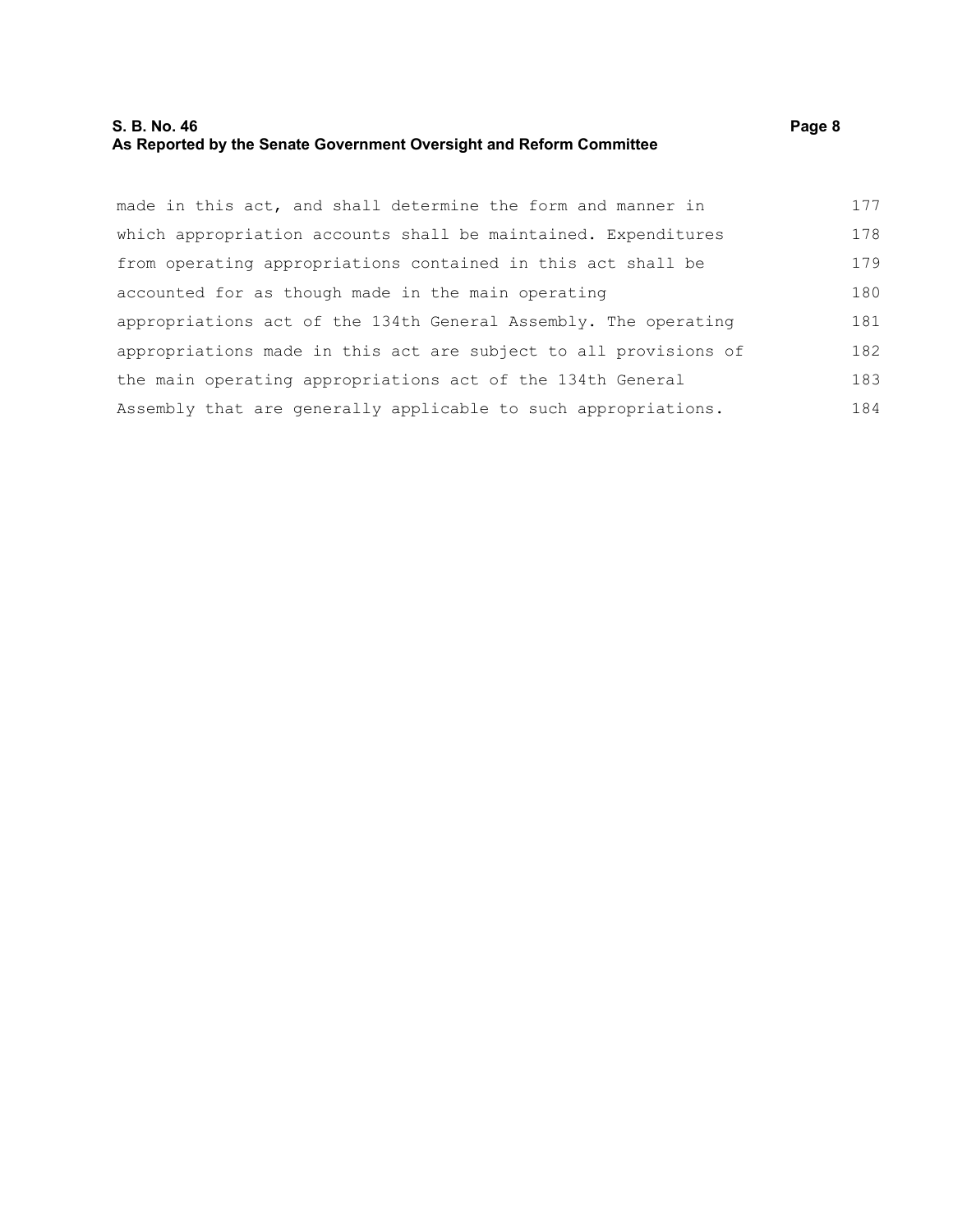made in this act, and shall determine the form and manner in which appropriation accounts shall be maintained. Expenditures from operating appropriations contained in this act shall be accounted for as though made in the main operating appropriations act of the 134th General Assembly. The operating appropriations made in this act are subject to all provisions of the main operating appropriations act of the 134th General Assembly that are generally applicable to such appropriations.